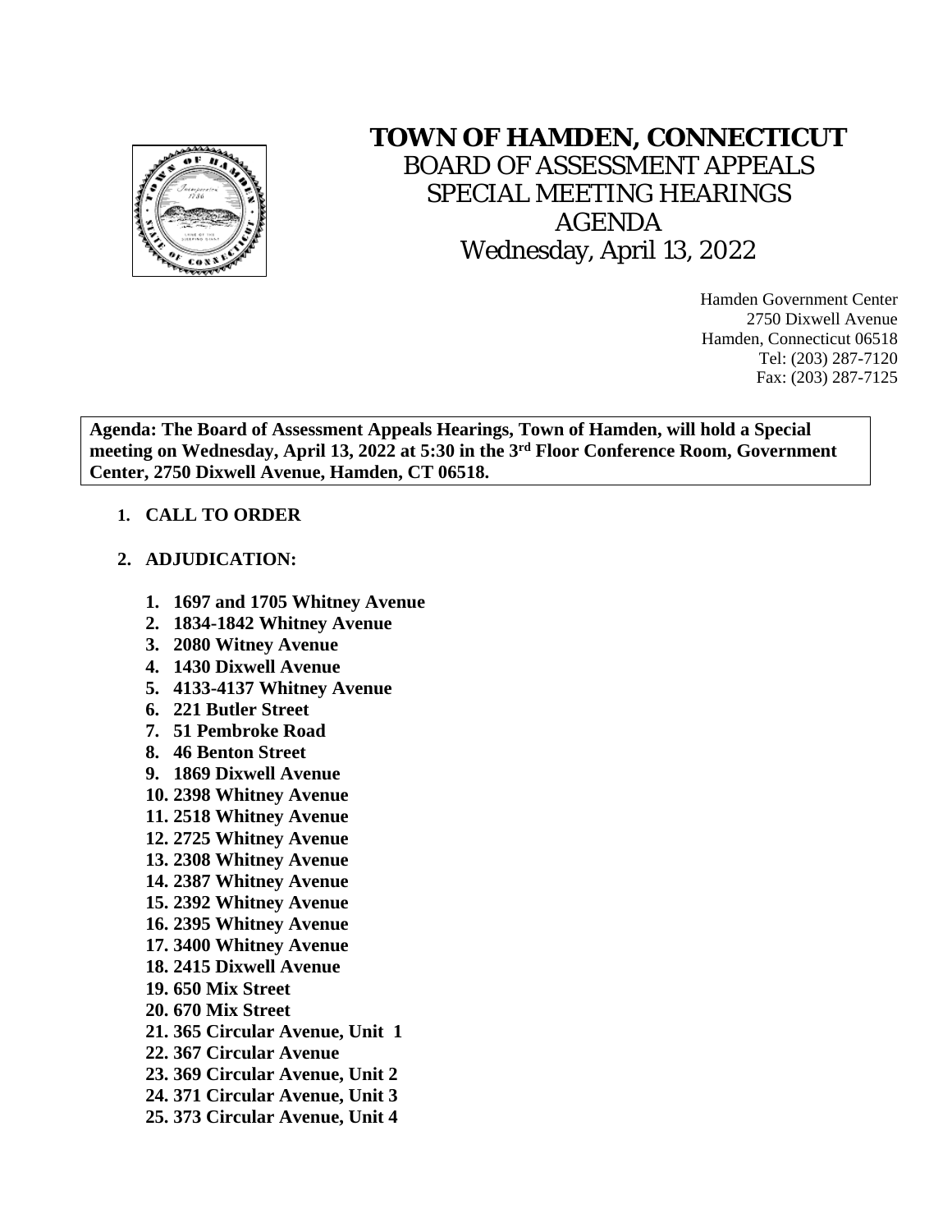# TOWN OF HAMDEN, CONNECTICUT

## BOARD OF ASSESSMENT APPEALS
## SPECIAL MEETING HEARINGS
## AGENDA
## Wednesday, April 13, 2022

Hamden Government Center
2750 Dixwell Avenue
Hamden, Connecticut 06518
Tel: (203) 287-7120
Fax: (203) 287-7125

**Agenda: The Board of Assessment Appeals Hearings, Town of Hamden, will hold a Special meeting on Wednesday, April 13, 2022 at 5:30 in the 3rd Floor Conference Room, Government Center, 2750 Dixwell Avenue, Hamden, CT 06518.**

1. **CALL TO ORDER**

2. **ADJUDICATION:**

    1. **1697 and 1705 Whitney Avenue**
    2. **1834-1842 Whitney Avenue**
    3. **2080 Witney Avenue**
    4. **1430 Dixwell Avenue**
    5. **4133-4137 Whitney Avenue**
    6. **221 Butler Street**
    7. **51 Pembroke Road**
    8. **46 Benton Street**
    9. **1869 Dixwell Avenue**
    10. **2398 Whitney Avenue**
    11. **2518 Whitney Avenue**
    12. **2725 Whitney Avenue**
    13. **2308 Whitney Avenue**
    14. **2387 Whitney Avenue**
    15. **2392 Whitney Avenue**
    16. **2395 Whitney Avenue**
    17. **3400 Whitney Avenue**
    18. **2415 Dixwell Avenue**
    19. **650 Mix Street**
    20. **670 Mix Street**
    21. **365 Circular Avenue, Unit 1**
    22. **367 Circular Avenue**
    23. **369 Circular Avenue, Unit 2**
    24. **371 Circular Avenue, Unit 3**
    25. **373 Circular Avenue, Unit 4**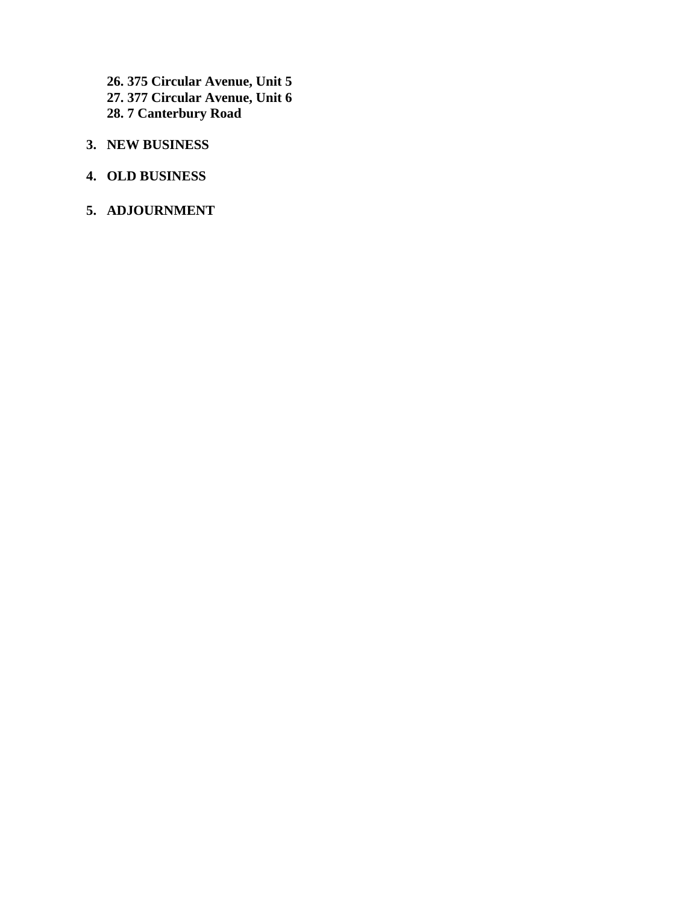26. **375 Circular Avenue, Unit 5**
27. **377 Circular Avenue, Unit 6**
28. **7 Canterbury Road**

3. **NEW BUSINESS**

4. **OLD BUSINESS**

5. **ADJOURNMENT**